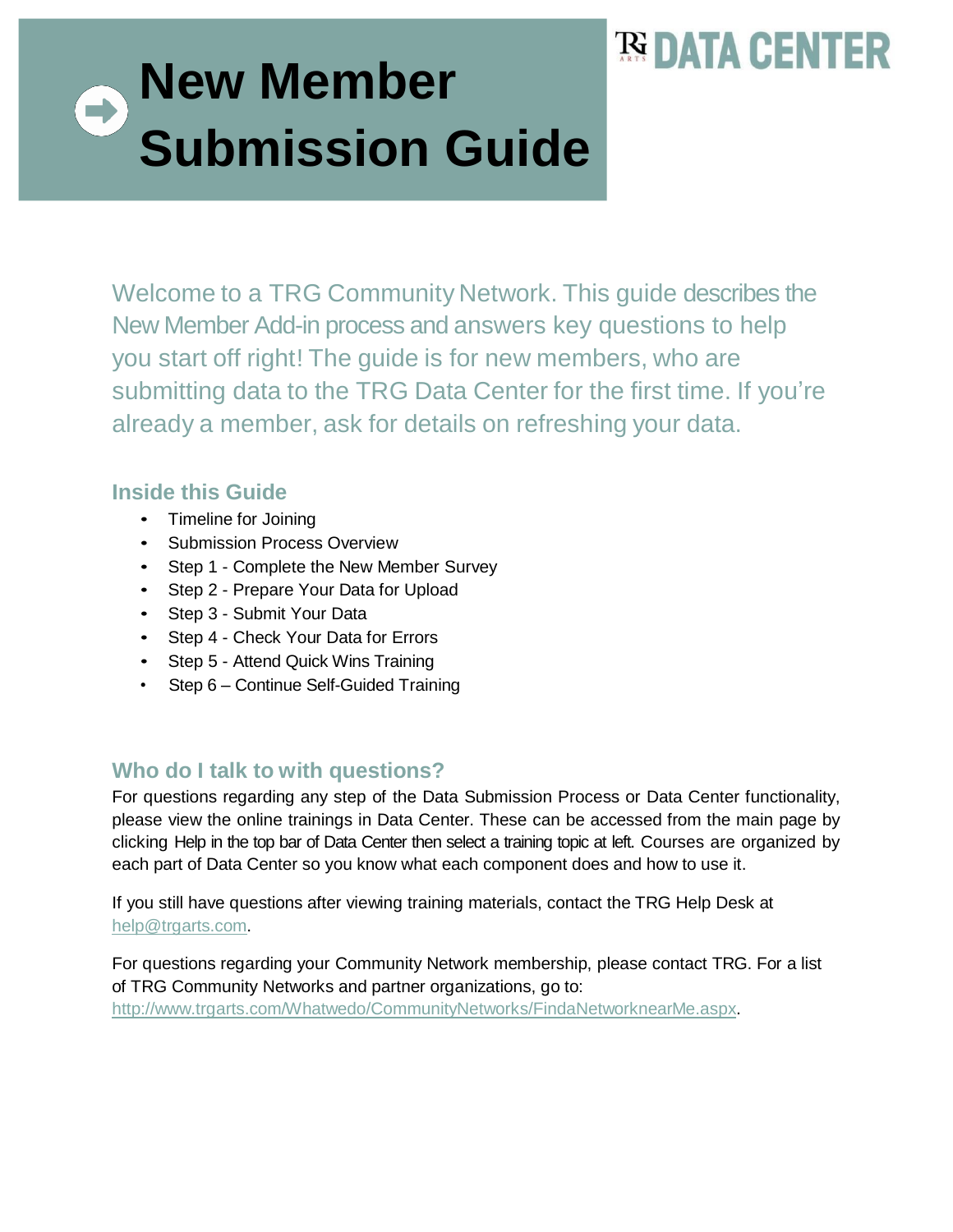# New Member Submission Guide

**TRG DATA CENTER**

Welcome to a TRG Community Network. This guide describes the New Member Add-in process and answers key questions to help you start off right! The guide is for new members, who are submitting data to the TRG Data Center for the first time. If you're already a member, ask for details on refreshing your data.

## Inside this Guide

- Timeline for Joining
- Submission Process Overview
- Step 1 - Complete the New Member Survey
- Step 2 - Prepare Your Data for Upload
- Step 3 - Submit Your Data
- Step 4 - Check Your Data for Errors
- Step 5 - Attend Quick Wins Training
- Step 6 – Continue Self-Guided Training

## Who do I talk to with questions?

For questions regarding any step of the Data Submission Process or Data Center functionality, please view the online trainings in Data Center. These can be accessed from the main page by clicking Help in the top bar of Data Center then select a training topic at left. Courses are organized by each part of Data Center so you know what each component does and how to use it.

If you still have questions after viewing training materials, contact the TRG Help Desk at help@trgarts.com.

For questions regarding your Community Network membership, please contact TRG. For a list of TRG Community Networks and partner organizations, go to: http://www.trgarts.com/Whatwedo/CommunityNetworks/FindaNetworknearMe.aspx.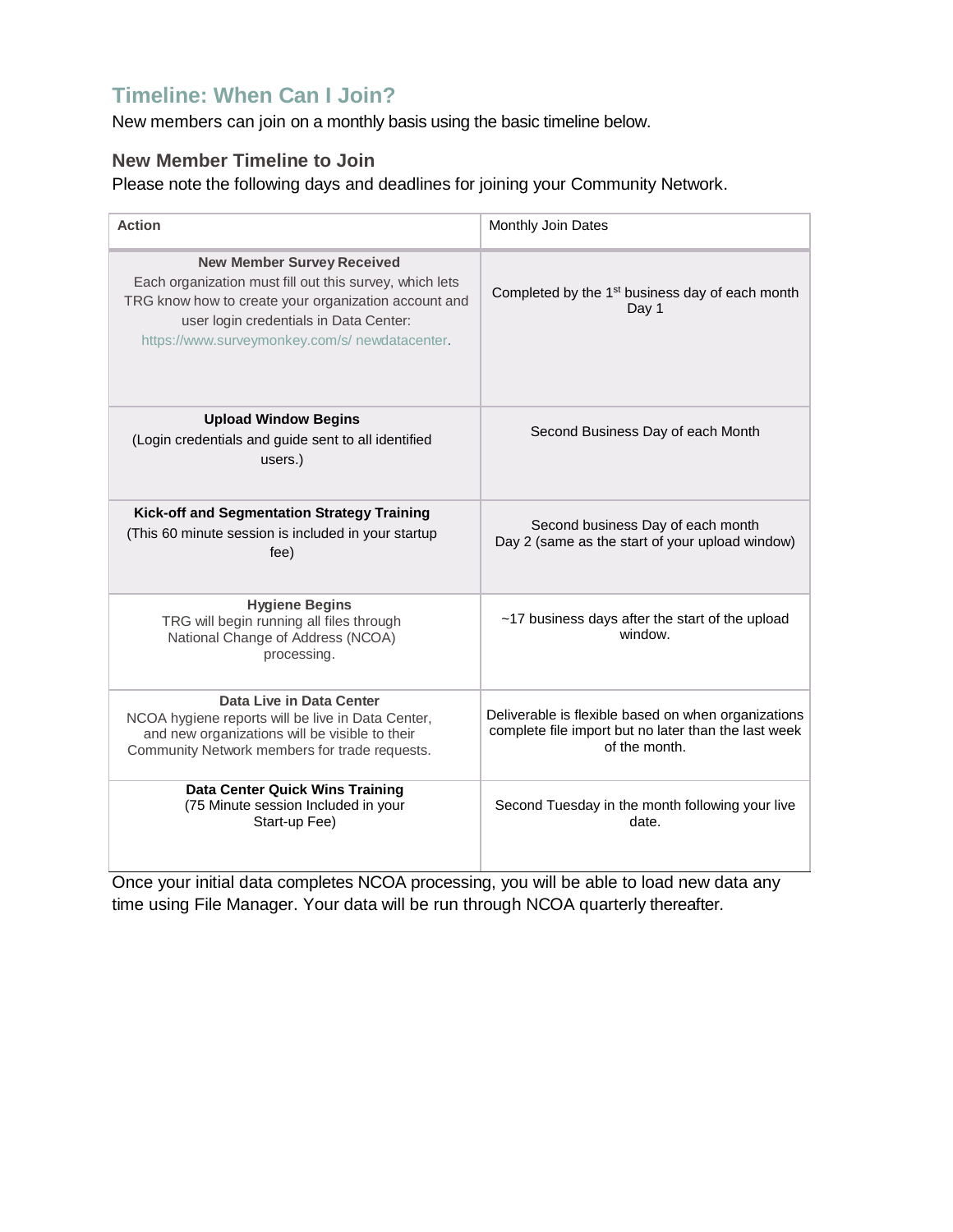## Timeline: When Can I Join?

New members can join on a monthly basis using the basic timeline below.

### New Member Timeline to Join

Please note the following days and deadlines for joining your Community Network.

| Action | Monthly Join Dates |
|---|---|
| **New Member Survey Received**<br>Each organization must fill out this survey, which lets TRG know how to create your organization account and user login credentials in Data Center: https://www.surveymonkey.com/s/ newdatacenter. | Completed by the 1st business day of each month<br>Day 1 |
| **Upload Window Begins**<br>(Login credentials and guide sent to all identified users.) | Second Business Day of each Month |
| **Kick-off and Segmentation Strategy Training**<br>(This 60 minute session is included in your startup fee) | Second business Day of each month<br>Day 2 (same as the start of your upload window) |
| **Hygiene Begins**<br>TRG will begin running all files through National Change of Address (NCOA) processing. | ~17 business days after the start of the upload window. |
| **Data Live in Data Center**<br>NCOA hygiene reports will be live in Data Center, and new organizations will be visible to their Community Network members for trade requests. | Deliverable is flexible based on when organizations complete file import but no later than the last week of the month. |
| **Data Center Quick Wins Training**<br>(75 Minute session Included in your Start-up Fee) | Second Tuesday in the month following your live date. |

Once your initial data completes NCOA processing, you will be able to load new data any time using File Manager. Your data will be run through NCOA quarterly thereafter.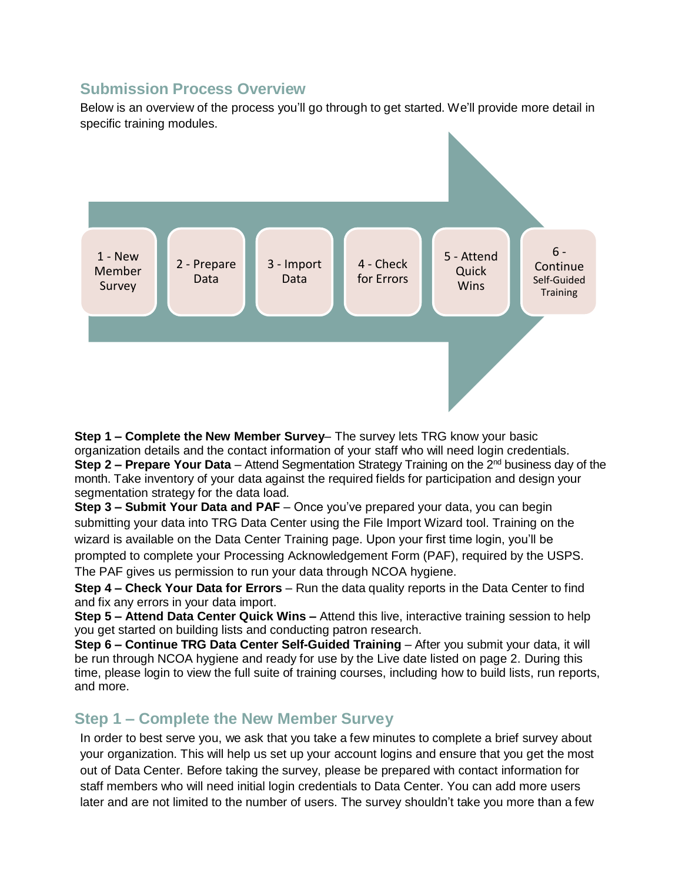## Submission Process Overview

Below is an overview of the process you'll go through to get started. We'll provide more detail in specific training modules.

1 - New Member Survey

2 - Prepare Data

3 - Import Data

4 - Check for Errors

5 - Attend Quick Wins

6 - Continue Self-Guided Training

**Step 1 – Complete the New Member Survey**– The survey lets TRG know your basic organization details and the contact information of your staff who will need login credentials.
**Step 2 – Prepare Your Data** – Attend Segmentation Strategy Training on the 2nd business day of the month. Take inventory of your data against the required fields for participation and design your segmentation strategy for the data load.
**Step 3 – Submit Your Data and PAF** – Once you've prepared your data, you can begin submitting your data into TRG Data Center using the File Import Wizard tool. Training on the wizard is available on the Data Center Training page. Upon your first time login, you'll be prompted to complete your Processing Acknowledgement Form (PAF), required by the USPS. The PAF gives us permission to run your data through NCOA hygiene.
**Step 4 – Check Your Data for Errors** – Run the data quality reports in the Data Center to find and fix any errors in your data import.
**Step 5 – Attend Data Center Quick Wins –** Attend this live, interactive training session to help you get started on building lists and conducting patron research.
**Step 6 – Continue TRG Data Center Self-Guided Training** – After you submit your data, it will be run through NCOA hygiene and ready for use by the Live date listed on page 2. During this time, please login to view the full suite of training courses, including how to build lists, run reports, and more.

## Step 1 – Complete the New Member Survey

In order to best serve you, we ask that you take a few minutes to complete a brief survey about your organization. This will help us set up your account logins and ensure that you get the most out of Data Center. Before taking the survey, please be prepared with contact information for staff members who will need initial login credentials to Data Center. You can add more users later and are not limited to the number of users. The survey shouldn't take you more than a few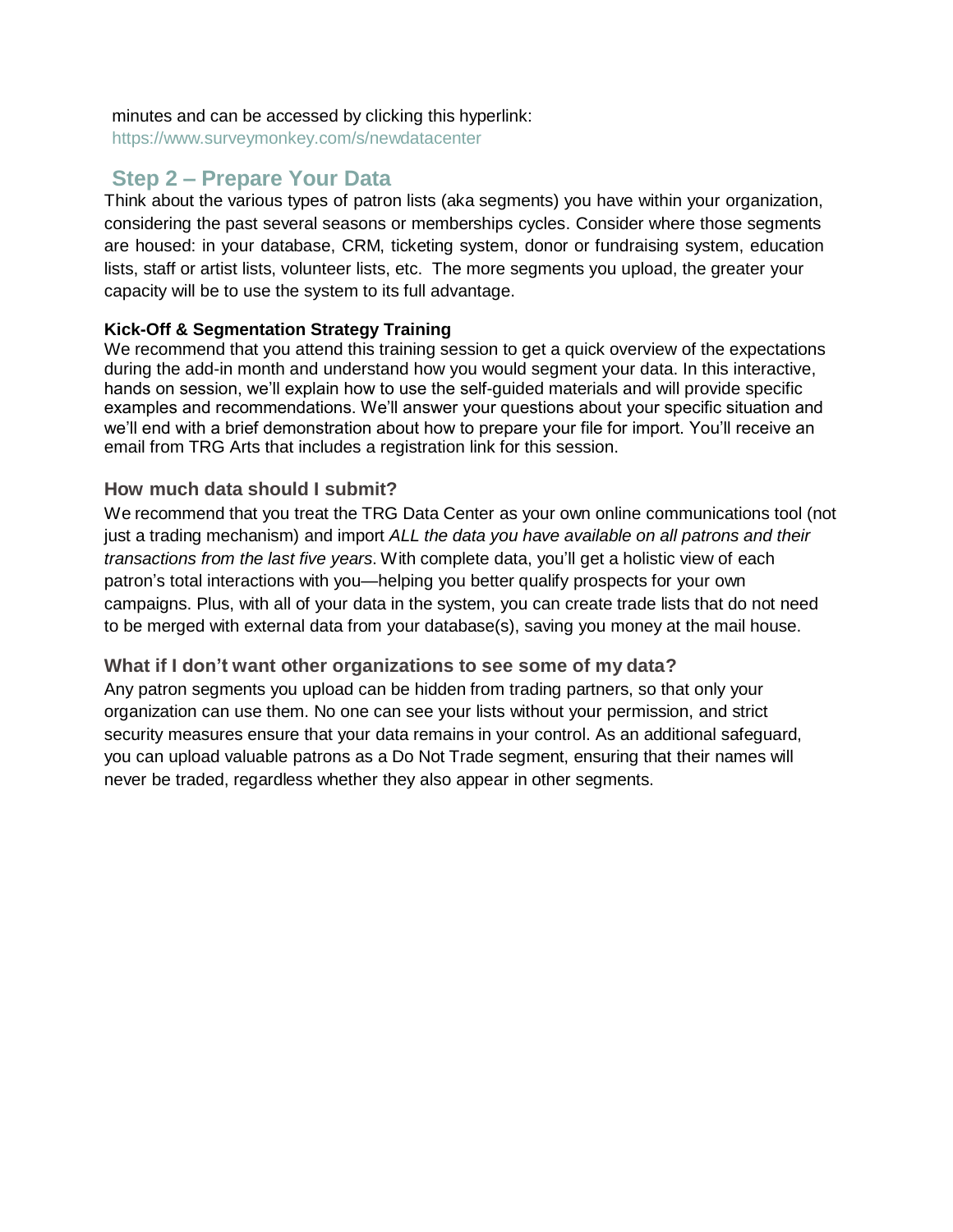minutes and can be accessed by clicking this hyperlink: https://www.surveymonkey.com/s/newdatacenter

## Step 2 – Prepare Your Data

Think about the various types of patron lists (aka segments) you have within your organization, considering the past several seasons or memberships cycles. Consider where those segments are housed: in your database, CRM, ticketing system, donor or fundraising system, education lists, staff or artist lists, volunteer lists, etc. The more segments you upload, the greater your capacity will be to use the system to its full advantage.

**Kick-Off & Segmentation Strategy Training**

We recommend that you attend this training session to get a quick overview of the expectations during the add-in month and understand how you would segment your data. In this interactive, hands on session, we'll explain how to use the self-guided materials and will provide specific examples and recommendations. We'll answer your questions about your specific situation and we'll end with a brief demonstration about how to prepare your file for import. You'll receive an email from TRG Arts that includes a registration link for this session.

### How much data should I submit?

We recommend that you treat the TRG Data Center as your own online communications tool (not just a trading mechanism) and import *ALL the data you have available on all patrons and their transactions from the last five years*. With complete data, you'll get a holistic view of each patron's total interactions with you—helping you better qualify prospects for your own campaigns. Plus, with all of your data in the system, you can create trade lists that do not need to be merged with external data from your database(s), saving you money at the mail house.

### What if I don't want other organizations to see some of my data?

Any patron segments you upload can be hidden from trading partners, so that only your organization can use them. No one can see your lists without your permission, and strict security measures ensure that your data remains in your control. As an additional safeguard, you can upload valuable patrons as a Do Not Trade segment, ensuring that their names will never be traded, regardless whether they also appear in other segments.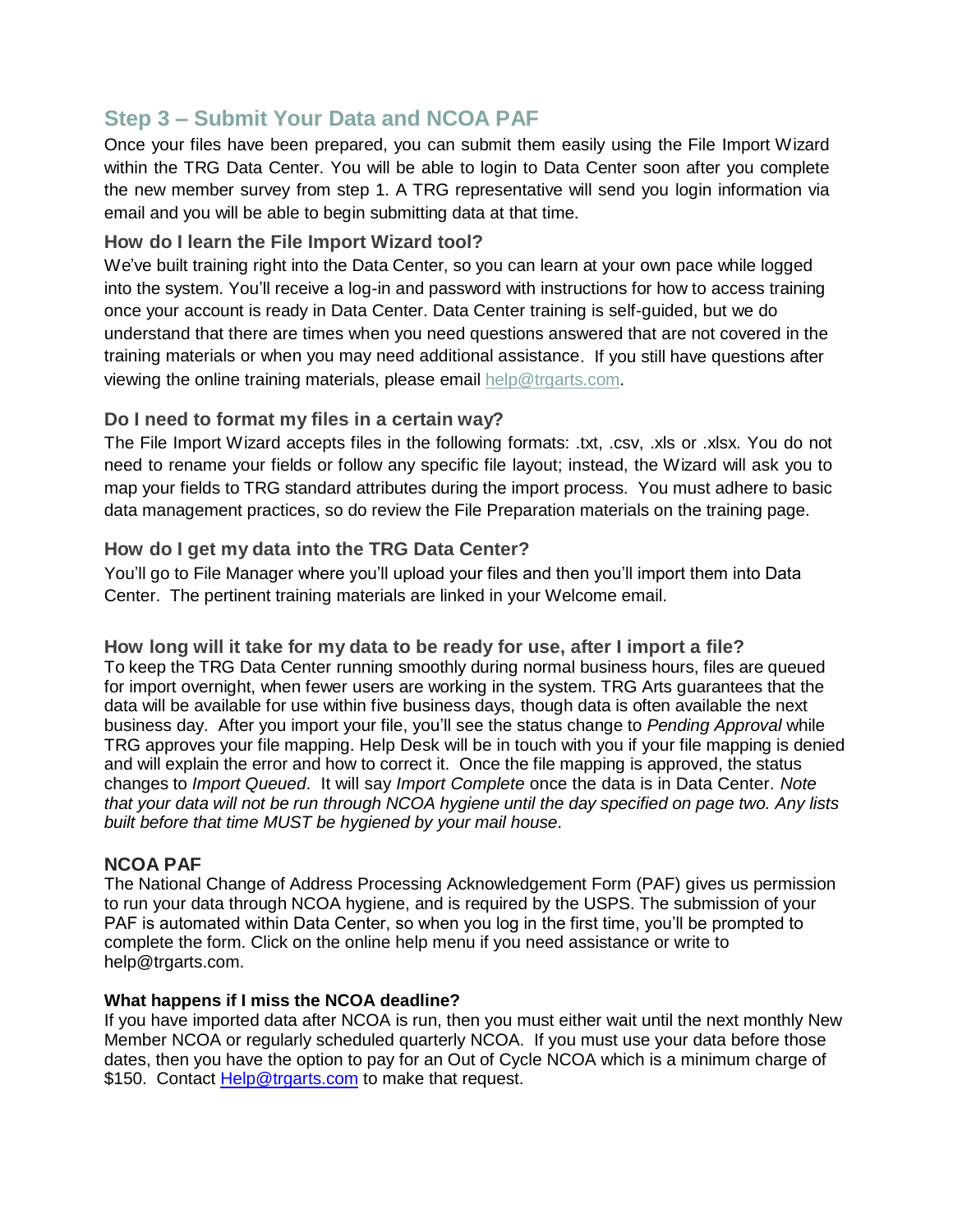## Step 3 – Submit Your Data and NCOA PAF

Once your files have been prepared, you can submit them easily using the File Import Wizard within the TRG Data Center. You will be able to login to Data Center soon after you complete the new member survey from step 1. A TRG representative will send you login information via email and you will be able to begin submitting data at that time.

### How do I learn the File Import Wizard tool?

We've built training right into the Data Center, so you can learn at your own pace while logged into the system. You'll receive a log-in and password with instructions for how to access training once your account is ready in Data Center. Data Center training is self-guided, but we do understand that there are times when you need questions answered that are not covered in the training materials or when you may need additional assistance. If you still have questions after viewing the online training materials, please email help@trgarts.com.

### Do I need to format my files in a certain way?

The File Import Wizard accepts files in the following formats: .txt, .csv, .xls or .xlsx. You do not need to rename your fields or follow any specific file layout; instead, the Wizard will ask you to map your fields to TRG standard attributes during the import process. You must adhere to basic data management practices, so do review the File Preparation materials on the training page.

### How do I get my data into the TRG Data Center?

You'll go to File Manager where you'll upload your files and then you'll import them into Data Center. The pertinent training materials are linked in your Welcome email.

### How long will it take for my data to be ready for use, after I import a file?

To keep the TRG Data Center running smoothly during normal business hours, files are queued for import overnight, when fewer users are working in the system. TRG Arts guarantees that the data will be available for use within five business days, though data is often available the next business day. After you import your file, you'll see the status change to *Pending Approval* while TRG approves your file mapping. Help Desk will be in touch with you if your file mapping is denied and will explain the error and how to correct it. Once the file mapping is approved, the status changes to *Import Queued*. It will say *Import Complete* once the data is in Data Center. *Note that your data will not be run through NCOA hygiene until the day specified on page two. Any lists built before that time MUST be hygiened by your mail house.*

### NCOA PAF

The National Change of Address Processing Acknowledgement Form (PAF) gives us permission to run your data through NCOA hygiene, and is required by the USPS. The submission of your PAF is automated within Data Center, so when you log in the first time, you'll be prompted to complete the form. Click on the online help menu if you need assistance or write to help@trgarts.com.

**What happens if I miss the NCOA deadline?**

If you have imported data after NCOA is run, then you must either wait until the next monthly New Member NCOA or regularly scheduled quarterly NCOA. If you must use your data before those dates, then you have the option to pay for an Out of Cycle NCOA which is a minimum charge of $150. Contact Help@trgarts.com to make that request.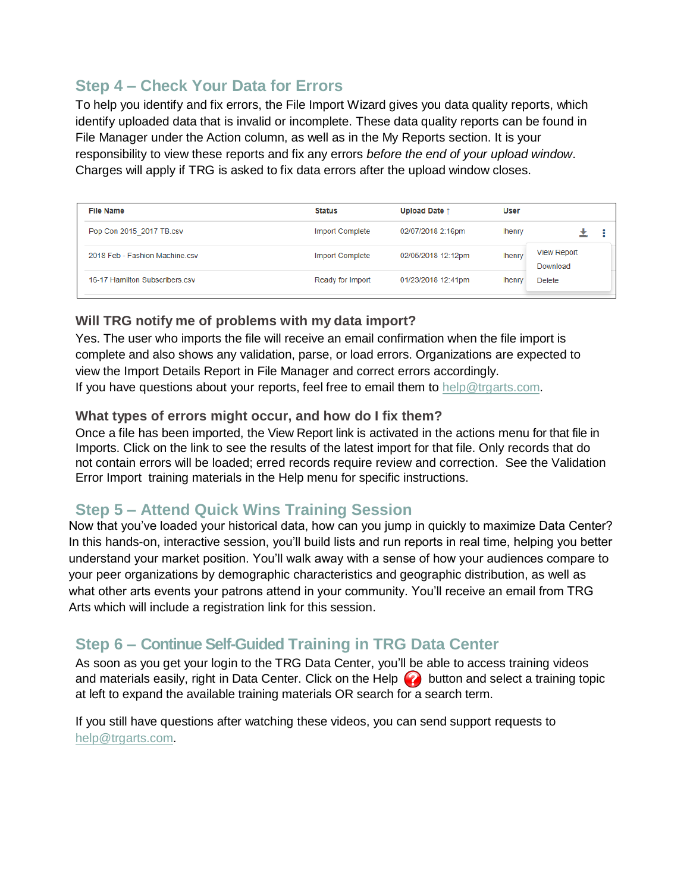## Step 4 – Check Your Data for Errors

To help you identify and fix errors, the File Import Wizard gives you data quality reports, which identify uploaded data that is invalid or incomplete. These data quality reports can be found in File Manager under the Action column, as well as in the My Reports section. It is your responsibility to view these reports and fix any errors *before the end of your upload window*. Charges will apply if TRG is asked to fix data errors after the upload window closes.

| File Name | Status | Upload Date ↑ | User | |
|---|---|---|---|---|
| Pop Con 2015_2017 TB.csv | Import Complete | 02/07/2018 2:16pm | lhenry | |
| 2018 Feb - Fashion Machine.csv | Import Complete | 02/05/2018 12:12pm | lhenry | View Report<br>Download<br>Delete |
| 16-17 Hamilton Subscribers.csv | Ready for Import | 01/23/2018 12:41pm | lhenry | |

### Will TRG notify me of problems with my data import?

Yes. The user who imports the file will receive an email confirmation when the file import is complete and also shows any validation, parse, or load errors. Organizations are expected to view the Import Details Report in File Manager and correct errors accordingly.
If you have questions about your reports, feel free to email them to help@trgarts.com.

### What types of errors might occur, and how do I fix them?

Once a file has been imported, the View Report link is activated in the actions menu for that file in Imports. Click on the link to see the results of the latest import for that file. Only records that do not contain errors will be loaded; erred records require review and correction. See the Validation Error Import training materials in the Help menu for specific instructions.

## Step 5 – Attend Quick Wins Training Session

Now that you've loaded your historical data, how can you jump in quickly to maximize Data Center? In this hands-on, interactive session, you'll build lists and run reports in real time, helping you better understand your market position. You'll walk away with a sense of how your audiences compare to your peer organizations by demographic characteristics and geographic distribution, as well as what other arts events your patrons attend in your community. You'll receive an email from TRG Arts which will include a registration link for this session.

## Step 6 – Continue Self-Guided Training in TRG Data Center

As soon as you get your login to the TRG Data Center, you'll be able to access training videos and materials easily, right in Data Center. Click on the Help button and select a training topic at left to expand the available training materials OR search for a search term.

If you still have questions after watching these videos, you can send support requests to help@trgarts.com.